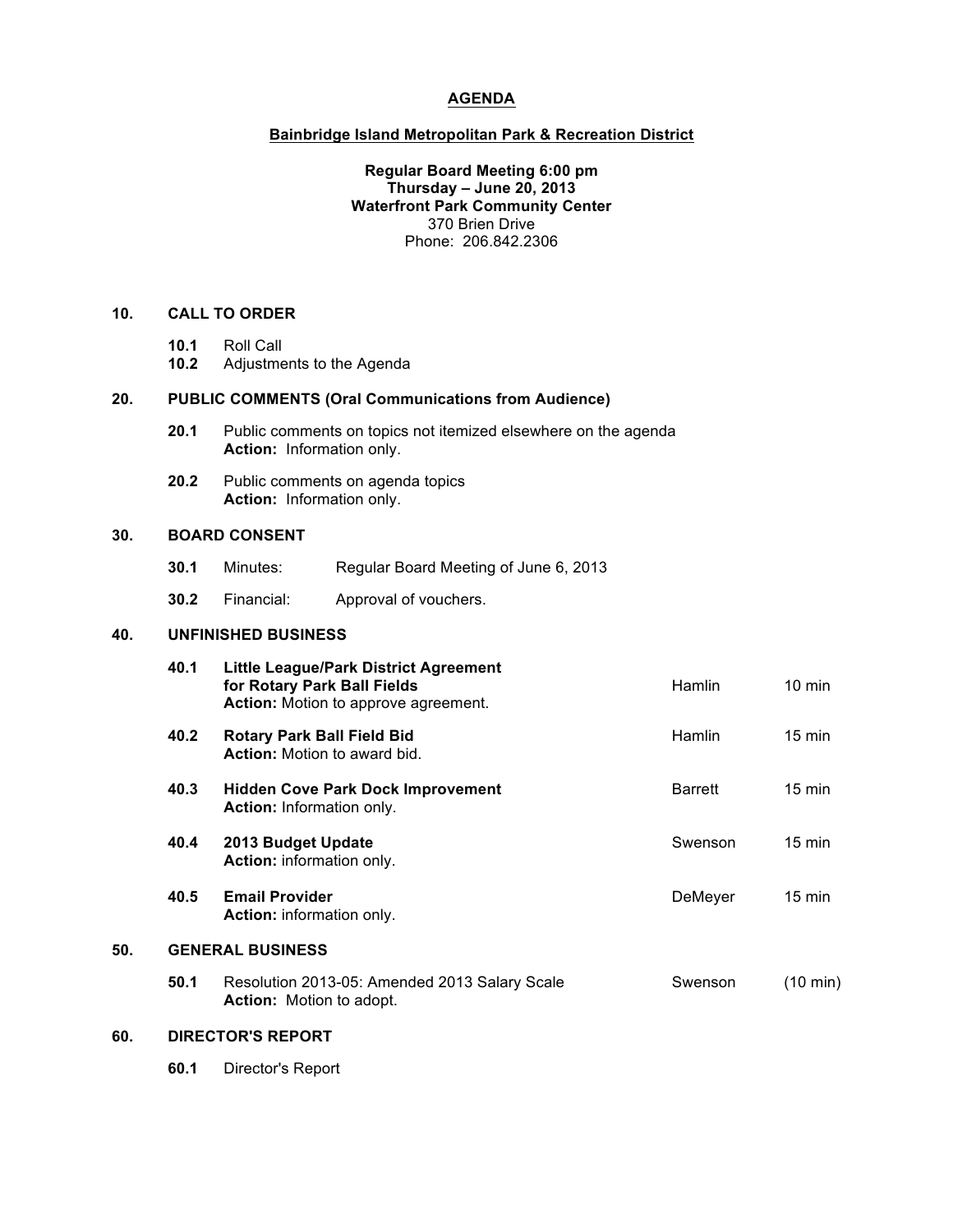# AGENDA

## Bainbridge Island Metropolitan Park & Recreation District

**Regular Board Meeting 6:00 pm**
**Thursday – June 20, 2013**
**Waterfront Park Community Center**
370 Brien Drive
Phone: 206.842.2306

## 10. CALL TO ORDER

**10.1** Roll Call
**10.2** Adjustments to the Agenda

## 20. PUBLIC COMMENTS (Oral Communications from Audience)

**20.1** Public comments on topics not itemized elsewhere on the agenda
**Action:** Information only.

**20.2** Public comments on agenda topics
**Action:** Information only.

## 30. BOARD CONSENT

**30.1** Minutes: Regular Board Meeting of June 6, 2013

**30.2** Financial: Approval of vouchers.

## 40. UNFINISHED BUSINESS

| | Item | Presenter | Time |
|---|---|---|---|
| **40.1** | **Little League/Park District Agreement for Rotary Park Ball Fields** **Action:** Motion to approve agreement. | Hamlin | 10 min |
| **40.2** | **Rotary Park Ball Field Bid** **Action:** Motion to award bid. | Hamlin | 15 min |
| **40.3** | **Hidden Cove Park Dock Improvement** **Action:** Information only. | Barrett | 15 min |
| **40.4** | **2013 Budget Update** **Action:** information only. | Swenson | 15 min |
| **40.5** | **Email Provider** **Action:** information only. | DeMeyer | 15 min |

## 50. GENERAL BUSINESS

| | Item | Presenter | Time |
|---|---|---|---|
| **50.1** | Resolution 2013-05: Amended 2013 Salary Scale **Action:** Motion to adopt. | Swenson | (10 min) |

## 60. DIRECTOR'S REPORT

**60.1** Director's Report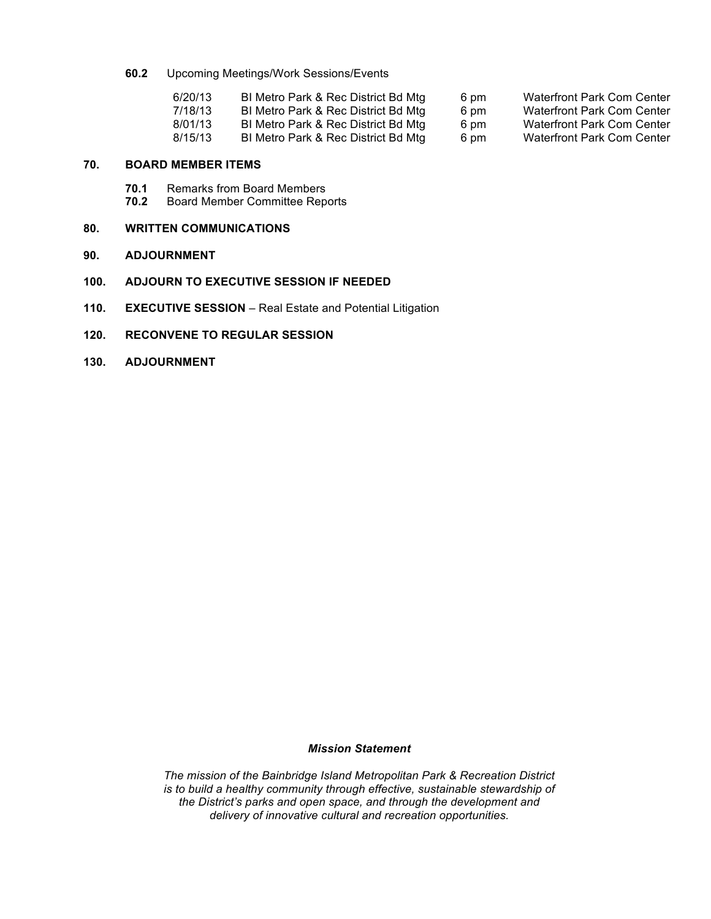**60.2** Upcoming Meetings/Work Sessions/Events

| | | | |
|---|---|---|---|
| 6/20/13 | BI Metro Park & Rec District Bd Mtg | 6 pm | Waterfront Park Com Center |
| 7/18/13 | BI Metro Park & Rec District Bd Mtg | 6 pm | Waterfront Park Com Center |
| 8/01/13 | BI Metro Park & Rec District Bd Mtg | 6 pm | Waterfront Park Com Center |
| 8/15/13 | BI Metro Park & Rec District Bd Mtg | 6 pm | Waterfront Park Com Center |

**70. BOARD MEMBER ITEMS**

**70.1** Remarks from Board Members
**70.2** Board Member Committee Reports

**80. WRITTEN COMMUNICATIONS**

**90. ADJOURNMENT**

**100. ADJOURN TO EXECUTIVE SESSION IF NEEDED**

**110. EXECUTIVE SESSION** – Real Estate and Potential Litigation

**120. RECONVENE TO REGULAR SESSION**

**130. ADJOURNMENT**

***Mission Statement***

*The mission of the Bainbridge Island Metropolitan Park & Recreation District is to build a healthy community through effective, sustainable stewardship of the District's parks and open space, and through the development and delivery of innovative cultural and recreation opportunities.*